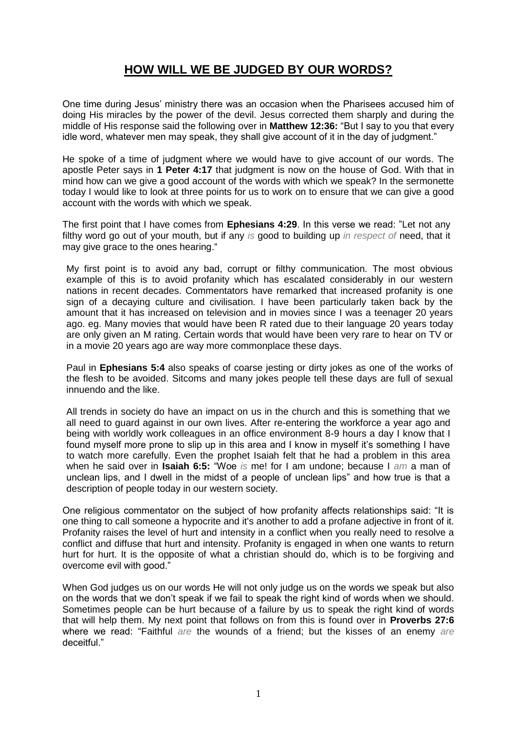# **HOW WILL WE BE JUDGED BY OUR WORDS?**

One time during Jesus' ministry there was an occasion when the Pharisees accused him of doing His miracles by the power of the devil. Jesus corrected them sharply and during the middle of His response said the following over in **Matthew 12:36:** "But I say to you that every idle word, whatever men may speak, they shall give account of it in the day of judgment."

He spoke of a time of judgment where we would have to give account of our words. The apostle Peter says in **1 Peter 4:17** that judgment is now on the house of God. With that in mind how can we give a good account of the words with which we speak? In the sermonette today I would like to look at three points for us to work on to ensure that we can give a good account with the words with which we speak.

The first point that I have comes from **Ephesians 4:29**. In this verse we read: "Let not any filthy word go out of your mouth, but if any *is* good to building up *in respect of* need, that it may give grace to the ones hearing."

My first point is to avoid any bad, corrupt or filthy communication. The most obvious example of this is to avoid profanity which has escalated considerably in our western nations in recent decades. Commentators have remarked that increased profanity is one sign of a decaying culture and civilisation. I have been particularly taken back by the amount that it has increased on television and in movies since I was a teenager 20 years ago. eg. Many movies that would have been R rated due to their language 20 years today are only given an M rating. Certain words that would have been very rare to hear on TV or in a movie 20 years ago are way more commonplace these days.

Paul in **Ephesians 5:4** also speaks of coarse jesting or dirty jokes as one of the works of the flesh to be avoided. Sitcoms and many jokes people tell these days are full of sexual innuendo and the like.

All trends in society do have an impact on us in the church and this is something that we all need to guard against in our own lives. After re-entering the workforce a year ago and being with worldly work colleagues in an office environment 8-9 hours a day I know that I found myself more prone to slip up in this area and I know in myself it's something I have to watch more carefully. Even the prophet Isaiah felt that he had a problem in this area when he said over in **Isaiah 6:5:** "Woe *is* me! for I am undone; because I *am* a man of unclean lips, and I dwell in the midst of a people of unclean lips" and how true is that a description of people today in our western society.

One religious commentator on the subject of how profanity affects relationships said: "It is one thing to call someone a hypocrite and it's another to add a profane adjective in front of it. Profanity raises the level of hurt and intensity in a conflict when you really need to resolve a conflict and diffuse that hurt and intensity. Profanity is engaged in when one wants to return hurt for hurt. It is the opposite of what a christian should do, which is to be forgiving and overcome evil with good."

When God judges us on our words He will not only judge us on the words we speak but also on the words that we don't speak if we fail to speak the right kind of words when we should. Sometimes people can be hurt because of a failure by us to speak the right kind of words that will help them. My next point that follows on from this is found over in **Proverbs 27:6** where we read: "Faithful *are* the wounds of a friend; but the kisses of an enemy *are* deceitful."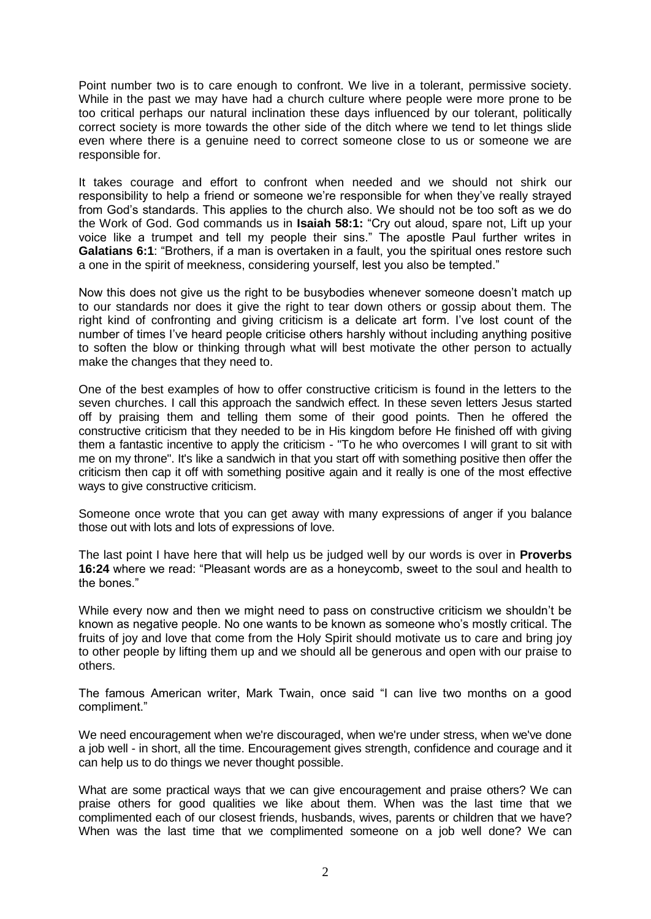Point number two is to care enough to confront. We live in a tolerant, permissive society. While in the past we may have had a church culture where people were more prone to be too critical perhaps our natural inclination these days influenced by our tolerant, politically correct society is more towards the other side of the ditch where we tend to let things slide even where there is a genuine need to correct someone close to us or someone we are responsible for.

It takes courage and effort to confront when needed and we should not shirk our responsibility to help a friend or someone we're responsible for when they've really strayed from God's standards. This applies to the church also. We should not be too soft as we do the Work of God. God commands us in **Isaiah 58:1:** "Cry out aloud, spare not, Lift up your voice like a trumpet and tell my people their sins." The apostle Paul further writes in **Galatians 6:1**: "Brothers, if a man is overtaken in a fault, you the spiritual ones restore such a one in the spirit of meekness, considering yourself, lest you also be tempted."

Now this does not give us the right to be busybodies whenever someone doesn't match up to our standards nor does it give the right to tear down others or gossip about them. The right kind of confronting and giving criticism is a delicate art form. I've lost count of the number of times I've heard people criticise others harshly without including anything positive to soften the blow or thinking through what will best motivate the other person to actually make the changes that they need to.

One of the best examples of how to offer constructive criticism is found in the letters to the seven churches. I call this approach the sandwich effect. In these seven letters Jesus started off by praising them and telling them some of their good points. Then he offered the constructive criticism that they needed to be in His kingdom before He finished off with giving them a fantastic incentive to apply the criticism - "To he who overcomes I will grant to sit with me on my throne". It's like a sandwich in that you start off with something positive then offer the criticism then cap it off with something positive again and it really is one of the most effective ways to give constructive criticism.

Someone once wrote that you can get away with many expressions of anger if you balance those out with lots and lots of expressions of love.

The last point I have here that will help us be judged well by our words is over in **Proverbs 16:24** where we read: "Pleasant words are as a honeycomb, sweet to the soul and health to the bones."

While every now and then we might need to pass on constructive criticism we shouldn't be known as negative people. No one wants to be known as someone who's mostly critical. The fruits of joy and love that come from the Holy Spirit should motivate us to care and bring joy to other people by lifting them up and we should all be generous and open with our praise to others.

The famous American writer, Mark Twain, once said "I can live two months on a good compliment."

We need encouragement when we're discouraged, when we're under stress, when we've done a job well - in short, all the time. Encouragement gives strength, confidence and courage and it can help us to do things we never thought possible.

What are some practical ways that we can give encouragement and praise others? We can praise others for good qualities we like about them. When was the last time that we complimented each of our closest friends, husbands, wives, parents or children that we have? When was the last time that we complimented someone on a job well done? We can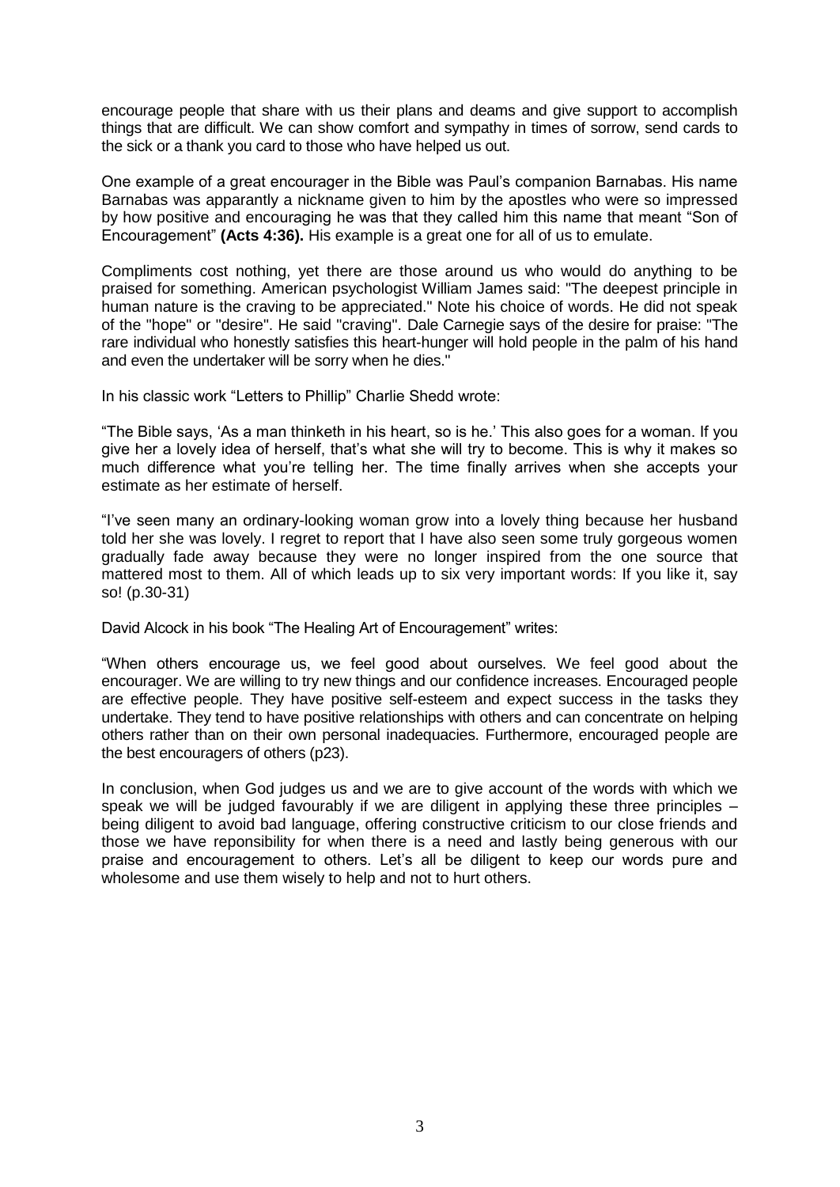encourage people that share with us their plans and deams and give support to accomplish things that are difficult. We can show comfort and sympathy in times of sorrow, send cards to the sick or a thank you card to those who have helped us out.

One example of a great encourager in the Bible was Paul's companion Barnabas. His name Barnabas was apparantly a nickname given to him by the apostles who were so impressed by how positive and encouraging he was that they called him this name that meant "Son of Encouragement" **(Acts 4:36).** His example is a great one for all of us to emulate.

Compliments cost nothing, yet there are those around us who would do anything to be praised for something. American psychologist William James said: "The deepest principle in human nature is the craving to be appreciated." Note his choice of words. He did not speak of the "hope" or "desire". He said "craving". Dale Carnegie says of the desire for praise: "The rare individual who honestly satisfies this heart-hunger will hold people in the palm of his hand and even the undertaker will be sorry when he dies."

In his classic work "Letters to Phillip" Charlie Shedd wrote:

"The Bible says, 'As a man thinketh in his heart, so is he.' This also goes for a woman. If you give her a lovely idea of herself, that's what she will try to become. This is why it makes so much difference what you're telling her. The time finally arrives when she accepts your estimate as her estimate of herself.

"I've seen many an ordinary-looking woman grow into a lovely thing because her husband told her she was lovely. I regret to report that I have also seen some truly gorgeous women gradually fade away because they were no longer inspired from the one source that mattered most to them. All of which leads up to six very important words: If you like it, say so! (p.30-31)

David Alcock in his book "The Healing Art of Encouragement" writes:

"When others encourage us, we feel good about ourselves. We feel good about the encourager. We are willing to try new things and our confidence increases. Encouraged people are effective people. They have positive self-esteem and expect success in the tasks they undertake. They tend to have positive relationships with others and can concentrate on helping others rather than on their own personal inadequacies. Furthermore, encouraged people are the best encouragers of others (p23).

In conclusion, when God judges us and we are to give account of the words with which we speak we will be judged favourably if we are diligent in applying these three principles – being diligent to avoid bad language, offering constructive criticism to our close friends and those we have reponsibility for when there is a need and lastly being generous with our praise and encouragement to others. Let's all be diligent to keep our words pure and wholesome and use them wisely to help and not to hurt others.